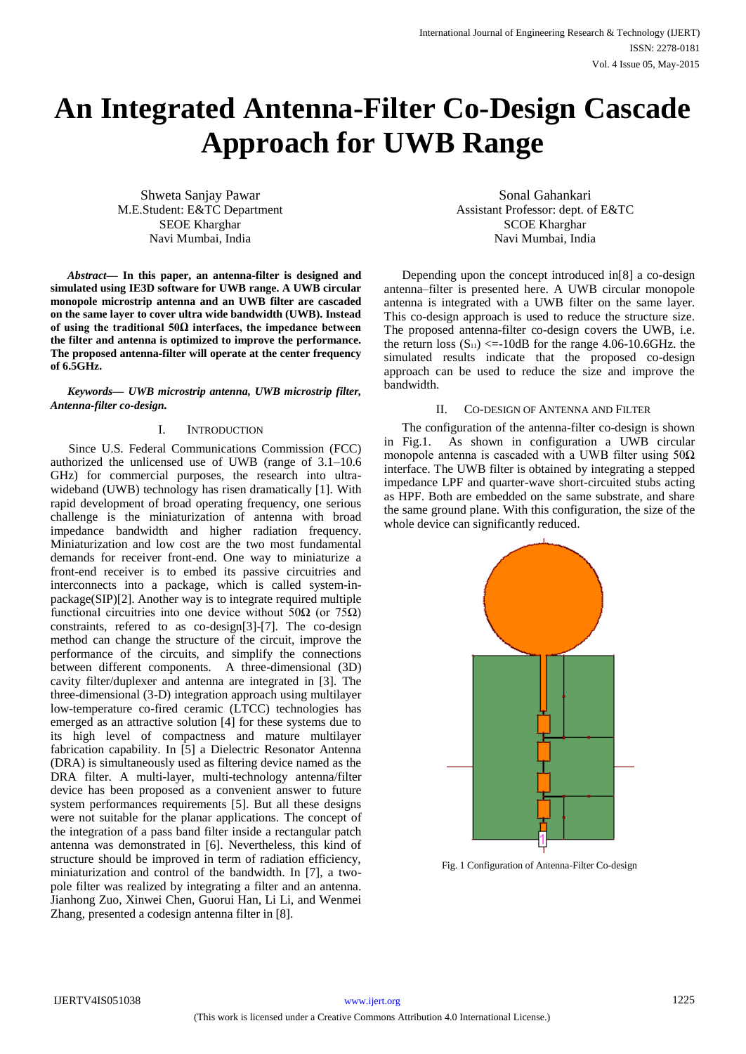# An Integrated Antenna-Filter Co-Design Cascade Approach for UWB Range

Shweta Sanjay Pawar
M.E.Student: E&TC Department
SEOE Kharghar
Navi Mumbai, India

Sonal Gahankari
Assistant Professor: dept. of E&TC
SCOE Kharghar
Navi Mumbai, India

***Abstract*— In this paper, an antenna-filter is designed and simulated using IE3D software for UWB range. A UWB circular monopole microstrip antenna and an UWB filter are cascaded on the same layer to cover ultra wide bandwidth (UWB). Instead of using the traditional 50Ω interfaces, the impedance between the filter and antenna is optimized to improve the performance. The proposed antenna-filter will operate at the center frequency of 6.5GHz.**

***Keywords*— *UWB microstrip antenna, UWB microstrip filter, Antenna-filter co-design.***

## I. Introduction

Since U.S. Federal Communications Commission (FCC) authorized the unlicensed use of UWB (range of 3.1–10.6 GHz) for commercial purposes, the research into ultra-wideband (UWB) technology has risen dramatically [1]. With rapid development of broad operating frequency, one serious challenge is the miniaturization of antenna with broad impedance bandwidth and higher radiation frequency. Miniaturization and low cost are the two most fundamental demands for receiver front-end. One way to miniaturize a front-end receiver is to embed its passive circuitries and interconnects into a package, which is called system-in-package(SIP)[2]. Another way is to integrate required multiple functional circuitries into one device without 50Ω (or 75Ω) constraints, refered to as co-design[3]-[7]. The co-design method can change the structure of the circuit, improve the performance of the circuits, and simplify the connections between different components. A three-dimensional (3D) cavity filter/duplexer and antenna are integrated in [3]. The three-dimensional (3-D) integration approach using multilayer low-temperature co-fired ceramic (LTCC) technologies has emerged as an attractive solution [4] for these systems due to its high level of compactness and mature multilayer fabrication capability. In [5] a Dielectric Resonator Antenna (DRA) is simultaneously used as filtering device named as the DRA filter. A multi-layer, multi-technology antenna/filter device has been proposed as a convenient answer to future system performances requirements [5]. But all these designs were not suitable for the planar applications. The concept of the integration of a pass band filter inside a rectangular patch antenna was demonstrated in [6]. Nevertheless, this kind of structure should be improved in term of radiation efficiency, miniaturization and control of the bandwidth. In [7], a two-pole filter was realized by integrating a filter and an antenna. Jianhong Zuo, Xinwei Chen, Guorui Han, Li Li, and Wenmei Zhang, presented a codesign antenna filter in [8].

Depending upon the concept introduced in[8] a co-design antenna–filter is presented here. A UWB circular monopole antenna is integrated with a UWB filter on the same layer. This co-design approach is used to reduce the structure size. The proposed antenna-filter co-design covers the UWB, i.e. the return loss ($S_{11}$) <=-10dB for the range 4.06-10.6GHz. the simulated results indicate that the proposed co-design approach can be used to reduce the size and improve the bandwidth.

## II. Co-design of Antenna and Filter

The configuration of the antenna-filter co-design is shown in Fig.1. As shown in configuration a UWB circular monopole antenna is cascaded with a UWB filter using 50Ω interface. The UWB filter is obtained by integrating a stepped impedance LPF and quarter-wave short-circuited stubs acting as HPF. Both are embedded on the same substrate, and share the same ground plane. With this configuration, the size of the whole device can significantly reduced.

Fig. 1 Configuration of Antenna-Filter Co-design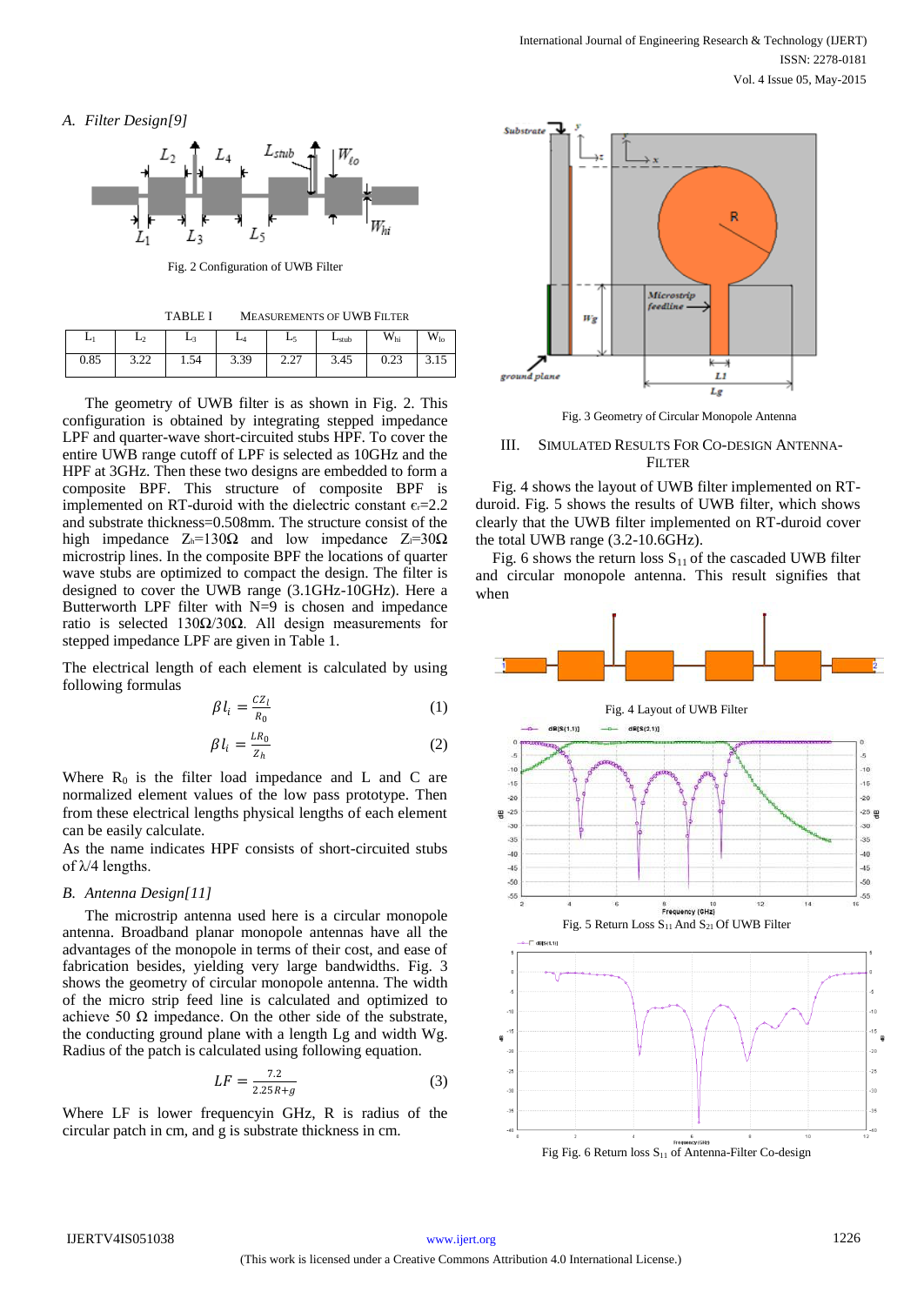*A. Filter Design[9]*

Fig. 2 Configuration of UWB Filter

TABLE I MEASUREMENTS OF UWB FILTER

| $L_1$ | $L_2$ | $L_3$ | $L_4$ | $L_5$ | $L_{stub}$ | $W_{hi}$ | $W_{lo}$ |
|---|---|---|---|---|---|---|---|
| 0.85 | 3.22 | 1.54 | 3.39 | 2.27 | 3.45 | 0.23 | 3.15 |

The geometry of UWB filter is as shown in Fig. 2. This configuration is obtained by integrating stepped impedance LPF and quarter-wave short-circuited stubs HPF. To cover the entire UWB range cutoff of LPF is selected as 10GHz and the HPF at 3GHz. Then these two designs are embedded to form a composite BPF. This structure of composite BPF is implemented on RT-duroid with the dielectric constant $\epsilon_r$=2.2 and substrate thickness=0.508mm. The structure consist of the high impedance $Z_h$=130Ω and low impedance $Z_l$=30Ω microstrip lines. In the composite BPF the locations of quarter wave stubs are optimized to compact the design. The filter is designed to cover the UWB range (3.1GHz-10GHz). Here a Butterworth LPF filter with N=9 is chosen and impedance ratio is selected 130Ω/30Ω. All design measurements for stepped impedance LPF are given in Table 1.

The electrical length of each element is calculated by using following formulas

$$\beta l_i = \frac{CZ_l}{R_0} \quad (1)$$

$$\beta l_i = \frac{LR_0}{Z_h} \quad (2)$$

Where $R_0$ is the filter load impedance and L and C are normalized element values of the low pass prototype. Then from these electrical lengths physical lengths of each element can be easily calculate.

As the name indicates HPF consists of short-circuited stubs of λ/4 lengths.

*B. Antenna Design[11]*

The microstrip antenna used here is a circular monopole antenna. Broadband planar monopole antennas have all the advantages of the monopole in terms of their cost, and ease of fabrication besides, yielding very large bandwidths. Fig. 3 shows the geometry of circular monopole antenna. The width of the micro strip feed line is calculated and optimized to achieve 50 Ω impedance. On the other side of the substrate, the conducting ground plane with a length Lg and width Wg. Radius of the patch is calculated using following equation.

$$LF = \frac{7.2}{2.25R+g} \quad (3)$$

Where LF is lower frequencyin GHz, R is radius of the circular patch in cm, and g is substrate thickness in cm.

Fig. 3 Geometry of Circular Monopole Antenna

## III. SIMULATED RESULTS FOR CO-DESIGN ANTENNA-FILTER

Fig. 4 shows the layout of UWB filter implemented on RT-duroid. Fig. 5 shows the results of UWB filter, which shows clearly that the UWB filter implemented on RT-duroid cover the total UWB range (3.2-10.6GHz).

Fig. 6 shows the return loss $S_{11}$ of the cascaded UWB filter and circular monopole antenna. This result signifies that when

Fig. 4 Layout of UWB Filter

Fig. 5 Return Loss $S_{11}$ And $S_{21}$ Of UWB Filter

Fig Fig. 6 Return loss $S_{11}$ of Antenna-Filter Co-design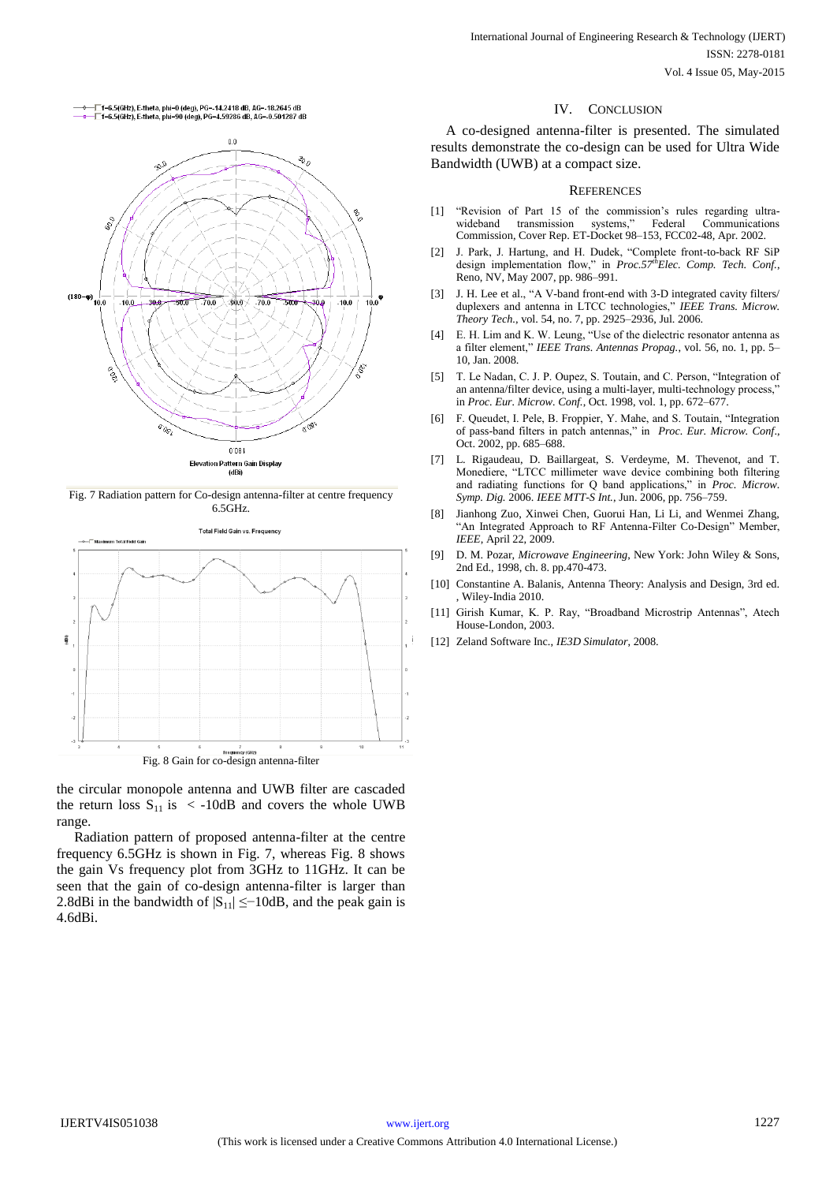—◇— f=6.5(GHz), E-theta, phi=0 (deg), PG=-14.2418 dB, AG=-18.2645 dB
—□— f=6.5(GHz), E-theta, phi=90 (deg), PG=4.59286 dB, AG=-0.501287 dB

0.0
30.0
60.0
90.0
120.0
150.0
180.0
30.0
60.0
(180−φ)
φ
10.0
-10.0
-30.0
-50.0
-70.0
-90.0
-70.0
-50.0
-30.0
-10.0
10.0
120.0
150.0

Elevation Pattern Gain Display
(dBi)

Fig. 7 Radiation pattern for Co-design antenna-filter at centre frequency 6.5GHz.

Total Field Gain vs. Frequency

Maximum Total Field Gain

(dBi)

Frequency (GHz)

Fig. 8 Gain for co-design antenna-filter

the circular monopole antenna and UWB filter are cascaded the return loss $S_{11}$ is $< -10$dB and covers the whole UWB range.

Radiation pattern of proposed antenna-filter at the centre frequency 6.5GHz is shown in Fig. 7, whereas Fig. 8 shows the gain Vs frequency plot from 3GHz to 11GHz. It can be seen that the gain of co-design antenna-filter is larger than 2.8dBi in the bandwidth of $|S_{11}| \leq -10$dB, and the peak gain is 4.6dBi.

## IV. CONCLUSION

A co-designed antenna-filter is presented. The simulated results demonstrate the co-design can be used for Ultra Wide Bandwidth (UWB) at a compact size.

## REFERENCES

[1] "Revision of Part 15 of the commission's rules regarding ultra-wideband transmission systems," Federal Communications Commission, Cover Rep. ET-Docket 98–153, FCC02-48, Apr. 2002.

[2] J. Park, J. Hartung, and H. Dudek, "Complete front-to-back RF SiP design implementation flow," in *Proc.57th Elec. Comp. Tech. Conf.*, Reno, NV, May 2007, pp. 986–991.

[3] J. H. Lee et al., "A V-band front-end with 3-D integrated cavity filters/ duplexers and antenna in LTCC technologies," *IEEE Trans. Microw. Theory Tech.*, vol. 54, no. 7, pp. 2925–2936, Jul. 2006.

[4] E. H. Lim and K. W. Leung, "Use of the dielectric resonator antenna as a filter element," *IEEE Trans. Antennas Propag.*, vol. 56, no. 1, pp. 5–10, Jan. 2008.

[5] T. Le Nadan, C. J. P. Oupez, S. Toutain, and C. Person, "Integration of an antenna/filter device, using a multi-layer, multi-technology process," in *Proc. Eur. Microw. Conf.*, Oct. 1998, vol. 1, pp. 672–677.

[6] F. Queudet, I. Pele, B. Froppier, Y. Mahe, and S. Toutain, "Integration of pass-band filters in patch antennas," in *Proc. Eur. Microw. Conf.*, Oct. 2002, pp. 685–688.

[7] L. Rigaudeau, D. Baillargeat, S. Verdeyme, M. Thevenot, and T. Monediere, "LTCC millimeter wave device combining both filtering and radiating functions for Q band applications," in *Proc. Microw. Symp. Dig.* 2006. *IEEE MTT-S Int.*, Jun. 2006, pp. 756–759.

[8] Jianhong Zuo, Xinwei Chen, Guorui Han, Li Li, and Wenmei Zhang, "An Integrated Approach to RF Antenna-Filter Co-Design" Member, *IEEE*, April 22, 2009.

[9] D. M. Pozar, *Microwave Engineering*, New York: John Wiley & Sons, 2nd Ed., 1998, ch. 8. pp.470-473.

[10] Constantine A. Balanis, Antenna Theory: Analysis and Design, 3rd ed. , Wiley-India 2010.

[11] Girish Kumar, K. P. Ray, "Broadband Microstrip Antennas", Atech House-London, 2003.

[12] Zeland Software Inc., *IE3D Simulator*, 2008.